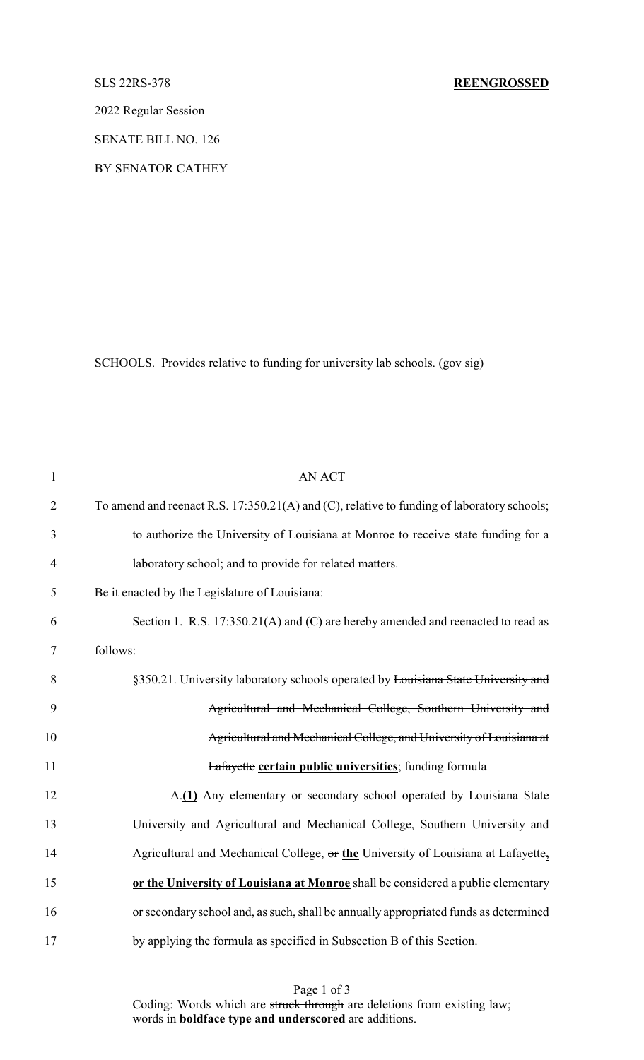SLS 22RS-378 **REENGROSSED**

2022 Regular Session

SENATE BILL NO. 126

BY SENATOR CATHEY

SCHOOLS. Provides relative to funding for university lab schools. (gov sig)

AN ACT

To amend and reenact R.S. 17:350.21(A) and (C), relative to funding of laboratory schools; to authorize the University of Louisiana at Monroe to receive state funding for a laboratory school; and to provide for related matters.

Be it enacted by the Legislature of Louisiana:

Section 1. R.S. 17:350.21(A) and (C) are hereby amended and reenacted to read as follows:

§350.21. University laboratory schools operated by ~~Louisiana State University and Agricultural and Mechanical College, Southern University and Agricultural and Mechanical College, and University of Louisiana at Lafayette~~ **certain public universities**; funding formula

A.**(1)** Any elementary or secondary school operated by Louisiana State University and Agricultural and Mechanical College, Southern University and Agricultural and Mechanical College, ~~or~~ **the** University of Louisiana at Lafayette**, or the University of Louisiana at Monroe** shall be considered a public elementary or secondary school and, as such, shall be annually appropriated funds as determined by applying the formula as specified in Subsection B of this Section.

Coding: Words which are ~~struck through~~ are deletions from existing law; words in **boldface type and underscored** are additions.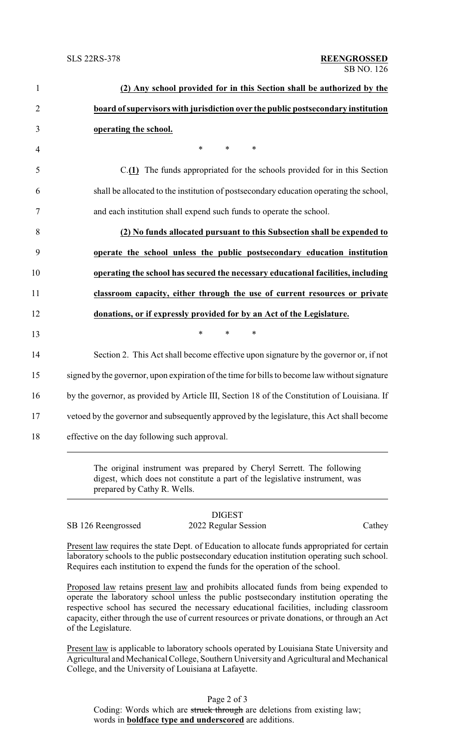**(2) Any school provided for in this Section shall be authorized by the board of supervisors with jurisdiction over the public postsecondary institution operating the school.**

\* \* \*

C.**(1)** The funds appropriated for the schools provided for in this Section shall be allocated to the institution of postsecondary education operating the school, and each institution shall expend such funds to operate the school.

**(2) No funds allocated pursuant to this Subsection shall be expended to operate the school unless the public postsecondary education institution operating the school has secured the necessary educational facilities, including classroom capacity, either through the use of current resources or private donations, or if expressly provided for by an Act of the Legislature.**

\* \* \*

Section 2. This Act shall become effective upon signature by the governor or, if not signed by the governor, upon expiration of the time for bills to become law without signature by the governor, as provided by Article III, Section 18 of the Constitution of Louisiana. If vetoed by the governor and subsequently approved by the legislature, this Act shall become effective on the day following such approval.

---

The original instrument was prepared by Cheryl Serrett. The following digest, which does not constitute a part of the legislative instrument, was prepared by Cathy R. Wells.

---

DIGEST

SB 126 Reengrossed — 2022 Regular Session — Cathey

Present law requires the state Dept. of Education to allocate funds appropriated for certain laboratory schools to the public postsecondary education institution operating such school. Requires each institution to expend the funds for the operation of the school.

Proposed law retains present law and prohibits allocated funds from being expended to operate the laboratory school unless the public postsecondary institution operating the respective school has secured the necessary educational facilities, including classroom capacity, either through the use of current resources or private donations, or through an Act of the Legislature.

Present law is applicable to laboratory schools operated by Louisiana State University and Agricultural and Mechanical College, Southern University and Agricultural and Mechanical College, and the University of Louisiana at Lafayette.

Coding: Words which are ~~struck through~~ are deletions from existing law; words in **boldface type and underscored** are additions.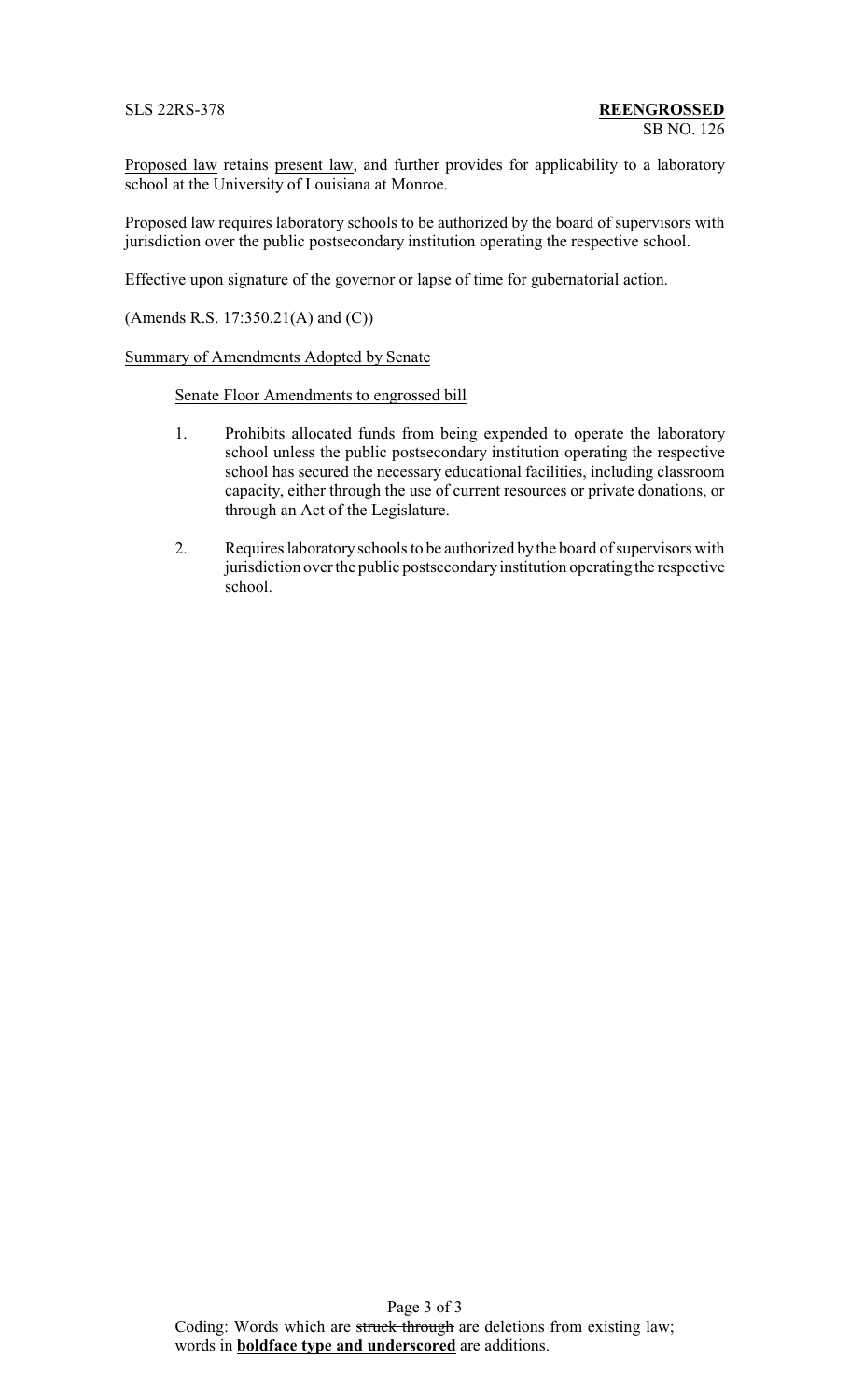<u>Proposed law</u> retains <u>present law</u>, and further provides for applicability to a laboratory school at the University of Louisiana at Monroe.

<u>Proposed law</u> requires laboratory schools to be authorized by the board of supervisors with jurisdiction over the public postsecondary institution operating the respective school.

Effective upon signature of the governor or lapse of time for gubernatorial action.

(Amends R.S. 17:350.21(A) and (C))

<u>Summary of Amendments Adopted by Senate</u>

<u>Senate Floor Amendments to engrossed bill</u>

1. Prohibits allocated funds from being expended to operate the laboratory school unless the public postsecondary institution operating the respective school has secured the necessary educational facilities, including classroom capacity, either through the use of current resources or private donations, or through an Act of the Legislature.

2. Requires laboratory schools to be authorized by the board of supervisors with jurisdiction over the public postsecondary institution operating the respective school.

Coding: Words which are ~~struck through~~ are deletions from existing law; words in **<u>boldface type and underscored</u>** are additions.